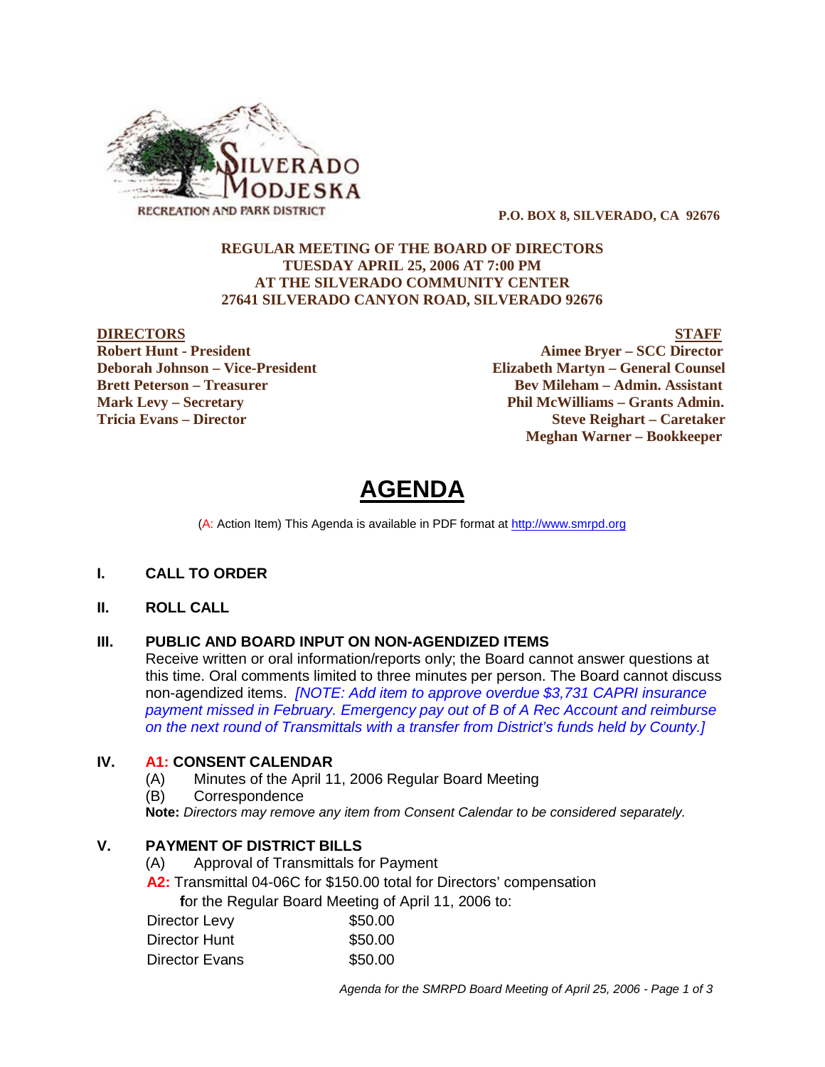SILVERADO MODJESKA RECREATION AND PARK DISTRICT

**P.O. BOX 8, SILVERADO, CA 92676**

**REGULAR MEETING OF THE BOARD OF DIRECTORS**
**TUESDAY APRIL 25, 2006 AT 7:00 PM**
**AT THE SILVERADO COMMUNITY CENTER**
**27641 SILVERADO CANYON ROAD, SILVERADO 92676**

| **DIRECTORS** | **STAFF** |
|---|---|
| **Robert Hunt - President** | **Aimee Bryer – SCC Director** |
| **Deborah Johnson – Vice-President** | **Elizabeth Martyn – General Counsel** |
| **Brett Peterson – Treasurer** | **Bev Mileham – Admin. Assistant** |
| **Mark Levy – Secretary** | **Phil McWilliams – Grants Admin.** |
| **Tricia Evans – Director** | **Steve Reighart – Caretaker** |
| | **Meghan Warner – Bookkeeper** |

# AGENDA

(A: Action Item) This Agenda is available in PDF format at http://www.smrpd.org

## I. CALL TO ORDER

## II. ROLL CALL

## III. PUBLIC AND BOARD INPUT ON NON-AGENDIZED ITEMS

Receive written or oral information/reports only; the Board cannot answer questions at this time. Oral comments limited to three minutes per person. The Board cannot discuss non-agendized items. *[NOTE: Add item to approve overdue $3,731 CAPRI insurance payment missed in February. Emergency pay out of B of A Rec Account and reimburse on the next round of Transmittals with a transfer from District's funds held by County.]*

## IV. A1: CONSENT CALENDAR

(A) Minutes of the April 11, 2006 Regular Board Meeting

(B) Correspondence

**Note:** *Directors may remove any item from Consent Calendar to be considered separately.*

## V. PAYMENT OF DISTRICT BILLS

(A) Approval of Transmittals for Payment

**A2:** Transmittal 04-06C for $150.00 total for Directors' compensation **f**or the Regular Board Meeting of April 11, 2006 to:

| | |
|---|---|
| Director Levy | $50.00 |
| Director Hunt | $50.00 |
| Director Evans | $50.00 |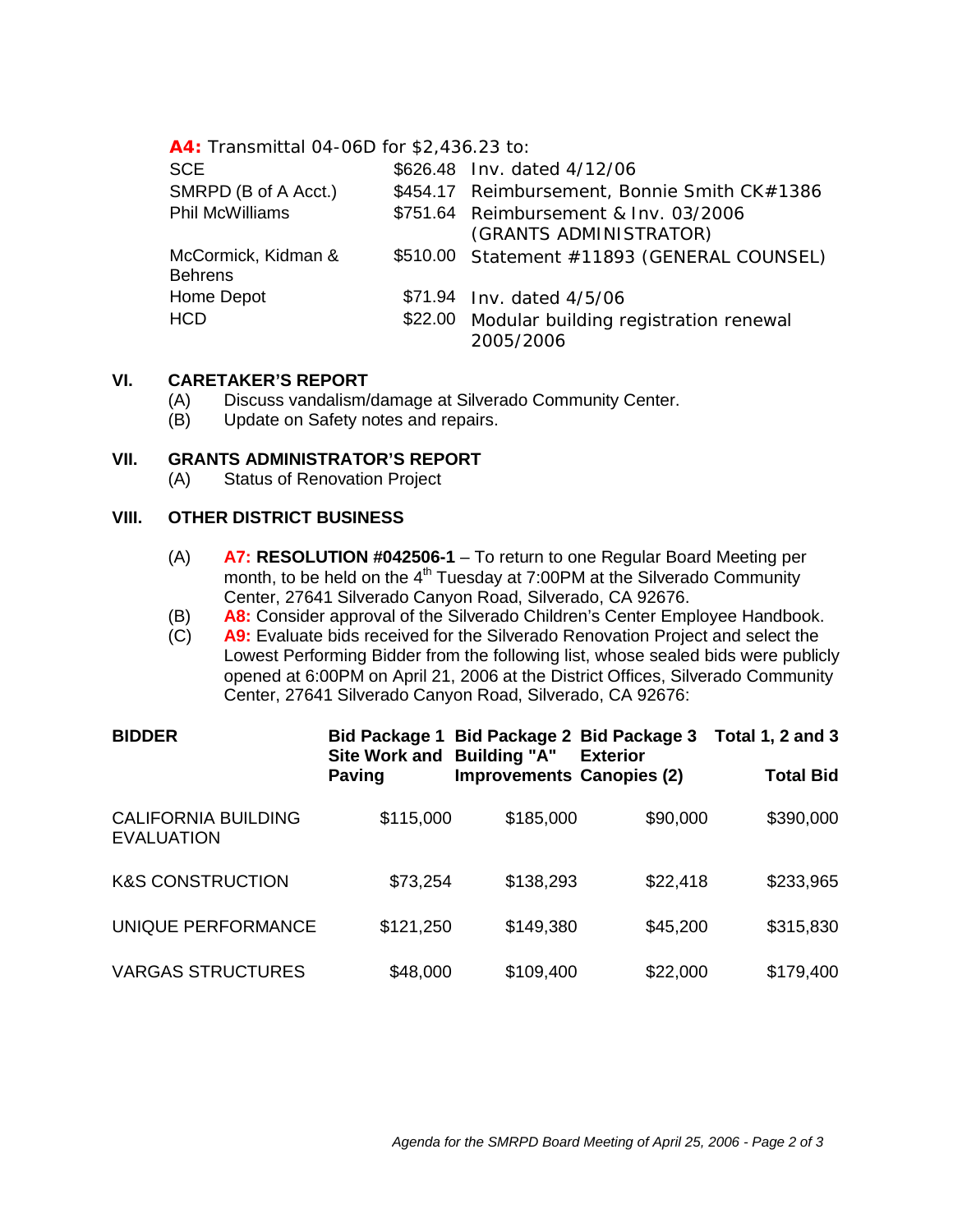**A4:** Transmittal 04-06D for $2,436.23 to:

| | | |
|---|---|---|
| SCE | $626.48 | Inv. dated 4/12/06 |
| SMRPD (B of A Acct.) | $454.17 | Reimbursement, Bonnie Smith CK#1386 |
| Phil McWilliams | $751.64 | Reimbursement & Inv. 03/2006 (GRANTS ADMINISTRATOR) |
| McCormick, Kidman & Behrens | $510.00 | Statement #11893 (GENERAL COUNSEL) |
| Home Depot | $71.94 | Inv. dated 4/5/06 |
| HCD | $22.00 | Modular building registration renewal 2005/2006 |

## VI. CARETAKER'S REPORT

(A) Discuss vandalism/damage at Silverado Community Center.
(B) Update on Safety notes and repairs.

## VII. GRANTS ADMINISTRATOR'S REPORT

(A) Status of Renovation Project

## VIII. OTHER DISTRICT BUSINESS

(A) **A7: RESOLUTION #042506-1** – To return to one Regular Board Meeting per month, to be held on the 4th Tuesday at 7:00PM at the Silverado Community Center, 27641 Silverado Canyon Road, Silverado, CA 92676.

(B) **A8:** Consider approval of the Silverado Children's Center Employee Handbook.

(C) **A9:** Evaluate bids received for the Silverado Renovation Project and select the Lowest Performing Bidder from the following list, whose sealed bids were publicly opened at 6:00PM on April 21, 2006 at the District Offices, Silverado Community Center, 27641 Silverado Canyon Road, Silverado, CA 92676:

| BIDDER | Bid Package 1 Site Work and Paving | Bid Package 2 Building "A" Improvements | Bid Package 3 Exterior Canopies (2) | Total 1, 2 and 3 Total Bid |
|---|---|---|---|---|
| CALIFORNIA BUILDING EVALUATION | $115,000 | $185,000 | $90,000 | $390,000 |
| K&S CONSTRUCTION | $73,254 | $138,293 | $22,418 | $233,965 |
| UNIQUE PERFORMANCE | $121,250 | $149,380 | $45,200 | $315,830 |
| VARGAS STRUCTURES | $48,000 | $109,400 | $22,000 | $179,400 |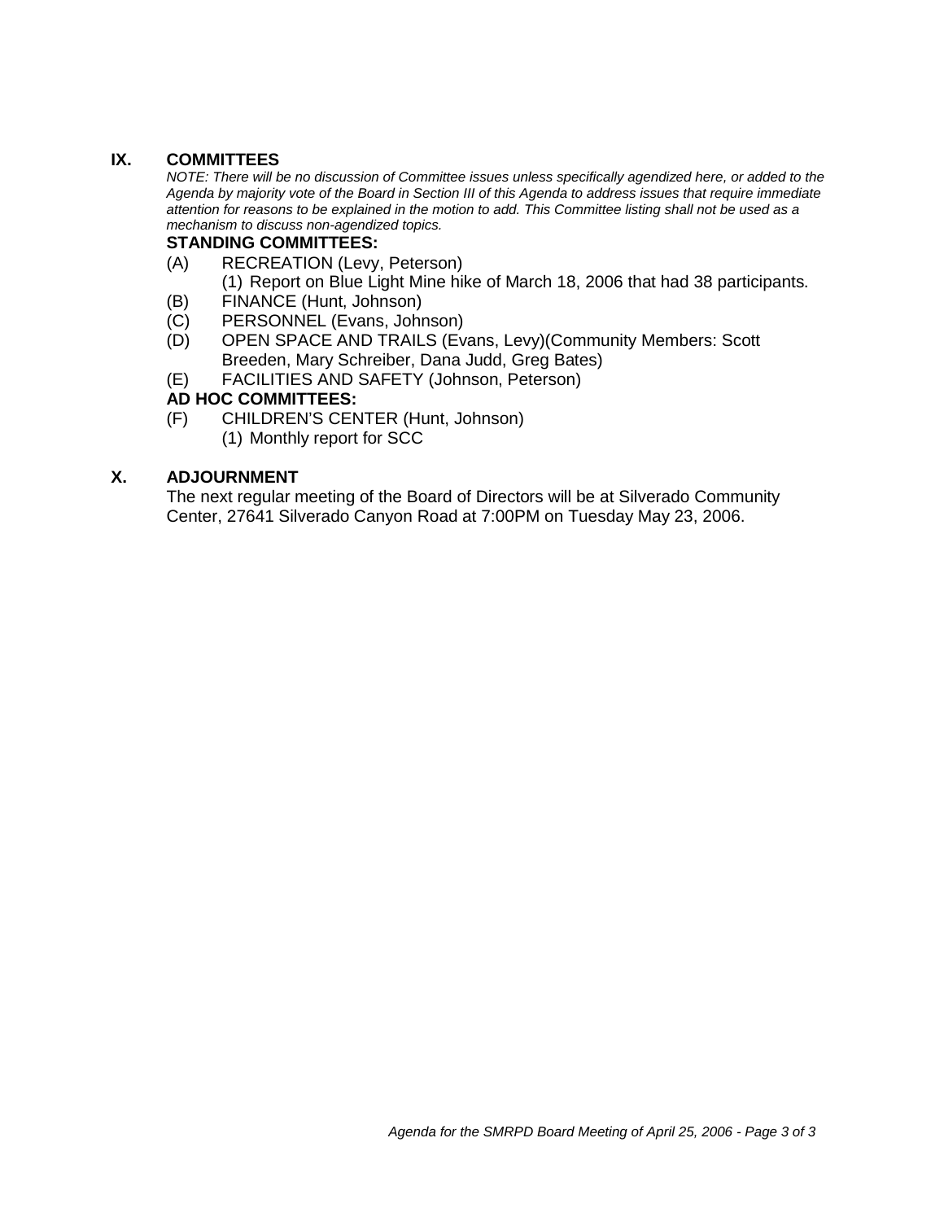## IX. COMMITTEES

*NOTE: There will be no discussion of Committee issues unless specifically agendized here, or added to the Agenda by majority vote of the Board in Section III of this Agenda to address issues that require immediate attention for reasons to be explained in the motion to add. This Committee listing shall not be used as a mechanism to discuss non-agendized topics.*

**STANDING COMMITTEES:**

(A) RECREATION (Levy, Peterson)
   (1) Report on Blue Light Mine hike of March 18, 2006 that had 38 participants.

(B) FINANCE (Hunt, Johnson)

(C) PERSONNEL (Evans, Johnson)

(D) OPEN SPACE AND TRAILS (Evans, Levy)(Community Members: Scott Breeden, Mary Schreiber, Dana Judd, Greg Bates)

(E) FACILITIES AND SAFETY (Johnson, Peterson)

**AD HOC COMMITTEES:**

(F) CHILDREN'S CENTER (Hunt, Johnson)
   (1) Monthly report for SCC

## X. ADJOURNMENT

The next regular meeting of the Board of Directors will be at Silverado Community Center, 27641 Silverado Canyon Road at 7:00PM on Tuesday May 23, 2006.